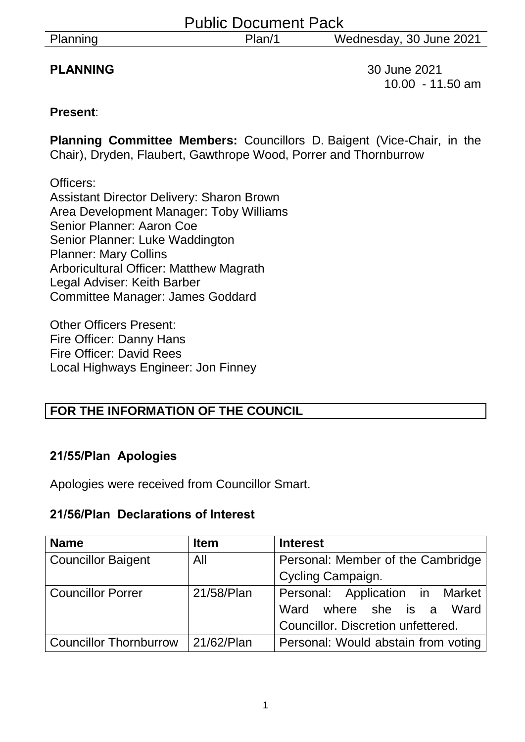# Public Document Pack

**PLANNING** 30 June 2021
10.00 - 11.50 am

**Present**:

**Planning Committee Members:** Councillors D. Baigent (Vice-Chair, in the Chair), Dryden, Flaubert, Gawthrope Wood, Porrer and Thornburrow

Officers:
Assistant Director Delivery: Sharon Brown
Area Development Manager: Toby Williams
Senior Planner: Aaron Coe
Senior Planner: Luke Waddington
Planner: Mary Collins
Arboricultural Officer: Matthew Magrath
Legal Adviser: Keith Barber
Committee Manager: James Goddard

Other Officers Present:
Fire Officer: Danny Hans
Fire Officer: David Rees
Local Highways Engineer: Jon Finney

**FOR THE INFORMATION OF THE COUNCIL**

### 21/55/Plan Apologies

Apologies were received from Councillor Smart.

### 21/56/Plan Declarations of Interest

| Name | Item | Interest |
|---|---|---|
| Councillor Baigent | All | Personal: Member of the Cambridge Cycling Campaign. |
| Councillor Porrer | 21/58/Plan | Personal: Application in Market Ward where she is a Ward Councillor. Discretion unfettered. |
| Councillor Thornburrow | 21/62/Plan | Personal: Would abstain from voting |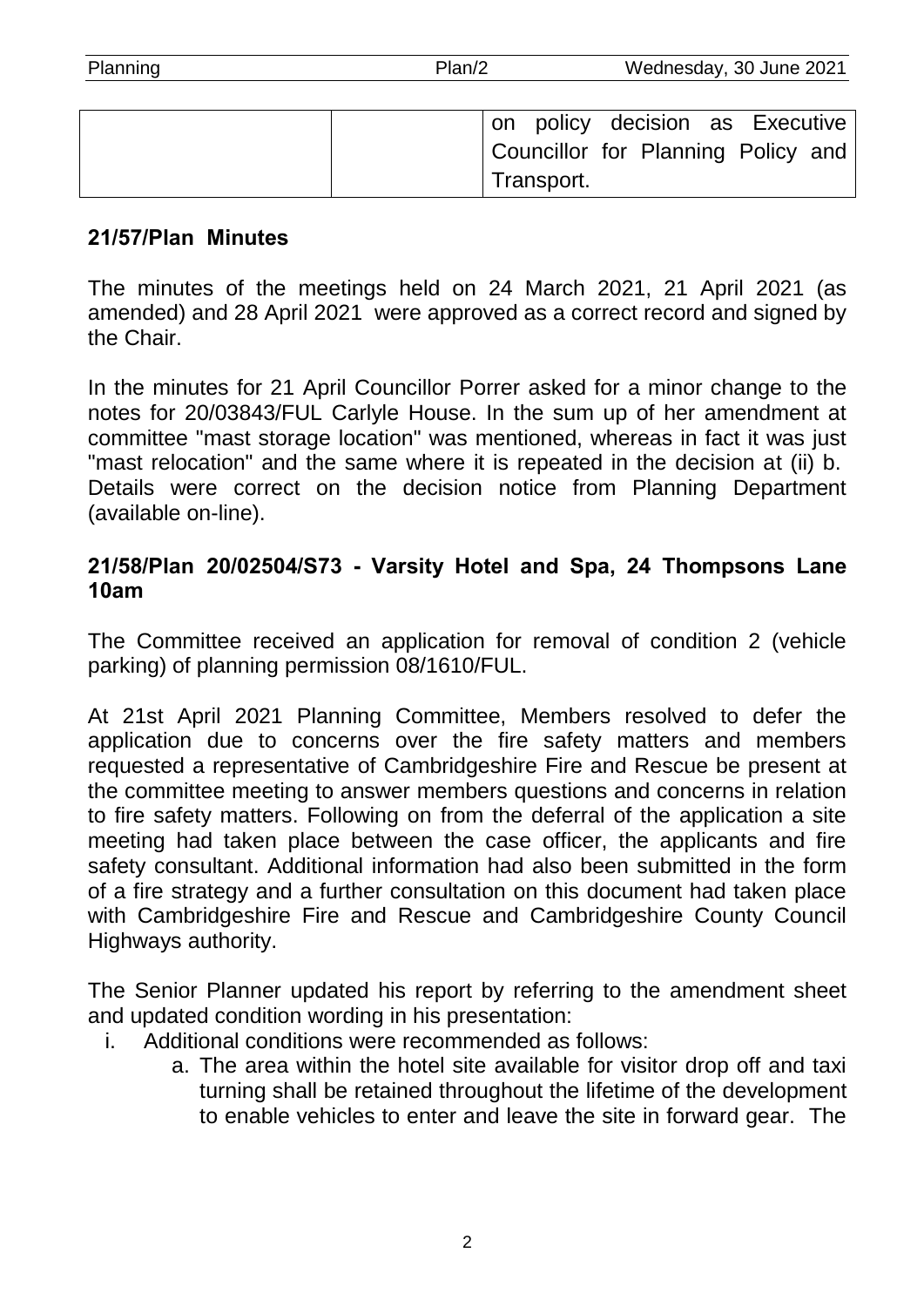|  |  | on policy decision as Executive Councillor for Planning Policy and Transport. |
|---|---|---|

**21/57/Plan Minutes**

The minutes of the meetings held on 24 March 2021, 21 April 2021 (as amended) and 28 April 2021 were approved as a correct record and signed by the Chair.

In the minutes for 21 April Councillor Porrer asked for a minor change to the notes for 20/03843/FUL Carlyle House. In the sum up of her amendment at committee "mast storage location" was mentioned, whereas in fact it was just "mast relocation" and the same where it is repeated in the decision at (ii) b. Details were correct on the decision notice from Planning Department (available on-line).

**21/58/Plan 20/02504/S73 - Varsity Hotel and Spa, 24 Thompsons Lane 10am**

The Committee received an application for removal of condition 2 (vehicle parking) of planning permission 08/1610/FUL.

At 21st April 2021 Planning Committee, Members resolved to defer the application due to concerns over the fire safety matters and members requested a representative of Cambridgeshire Fire and Rescue be present at the committee meeting to answer members questions and concerns in relation to fire safety matters. Following on from the deferral of the application a site meeting had taken place between the case officer, the applicants and fire safety consultant. Additional information had also been submitted in the form of a fire strategy and a further consultation on this document had taken place with Cambridgeshire Fire and Rescue and Cambridgeshire County Council Highways authority.

The Senior Planner updated his report by referring to the amendment sheet and updated condition wording in his presentation:

i. Additional conditions were recommended as follows:
   a. The area within the hotel site available for visitor drop off and taxi turning shall be retained throughout the lifetime of the development to enable vehicles to enter and leave the site in forward gear. The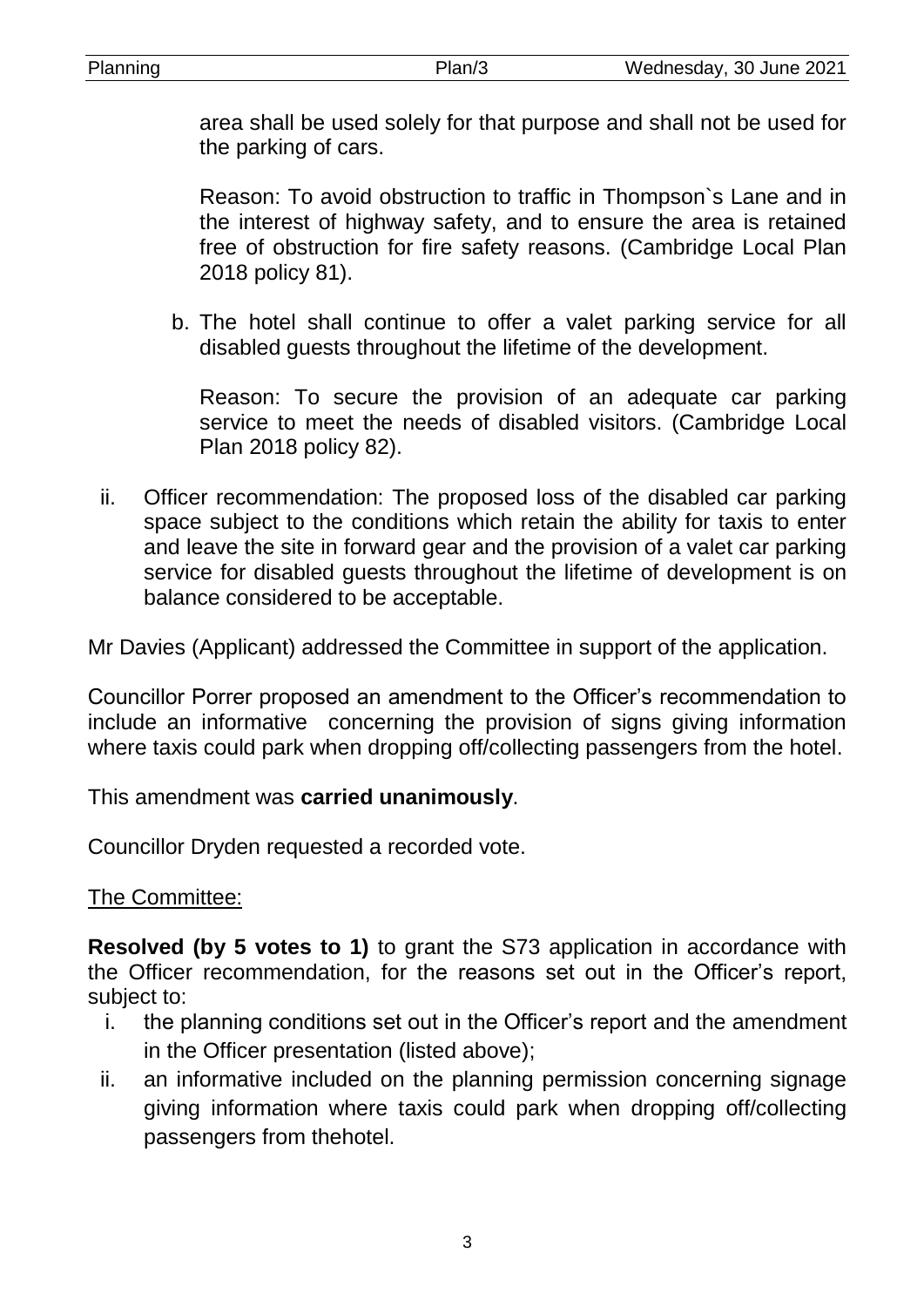area shall be used solely for that purpose and shall not be used for the parking of cars.

Reason: To avoid obstruction to traffic in Thompson`s Lane and in the interest of highway safety, and to ensure the area is retained free of obstruction for fire safety reasons. (Cambridge Local Plan 2018 policy 81).

b. The hotel shall continue to offer a valet parking service for all disabled guests throughout the lifetime of the development.

Reason: To secure the provision of an adequate car parking service to meet the needs of disabled visitors. (Cambridge Local Plan 2018 policy 82).

ii. Officer recommendation: The proposed loss of the disabled car parking space subject to the conditions which retain the ability for taxis to enter and leave the site in forward gear and the provision of a valet car parking service for disabled guests throughout the lifetime of development is on balance considered to be acceptable.

Mr Davies (Applicant) addressed the Committee in support of the application.

Councillor Porrer proposed an amendment to the Officer's recommendation to include an informative concerning the provision of signs giving information where taxis could park when dropping off/collecting passengers from the hotel.

This amendment was **carried unanimously**.

Councillor Dryden requested a recorded vote.

The Committee:

**Resolved (by 5 votes to 1)** to grant the S73 application in accordance with the Officer recommendation, for the reasons set out in the Officer's report, subject to:

i. the planning conditions set out in the Officer's report and the amendment in the Officer presentation (listed above);
ii. an informative included on the planning permission concerning signage giving information where taxis could park when dropping off/collecting passengers from thehotel.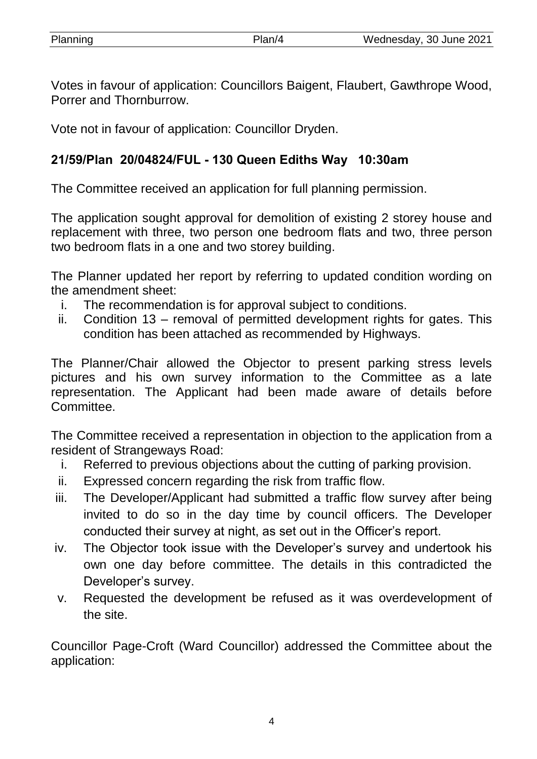Votes in favour of application: Councillors Baigent, Flaubert, Gawthrope Wood, Porrer and Thornburrow.

Vote not in favour of application: Councillor Dryden.

### 21/59/Plan 20/04824/FUL - 130 Queen Ediths Way 10:30am

The Committee received an application for full planning permission.

The application sought approval for demolition of existing 2 storey house and replacement with three, two person one bedroom flats and two, three person two bedroom flats in a one and two storey building.

The Planner updated her report by referring to updated condition wording on the amendment sheet:

i. The recommendation is for approval subject to conditions.
ii. Condition 13 – removal of permitted development rights for gates. This condition has been attached as recommended by Highways.

The Planner/Chair allowed the Objector to present parking stress levels pictures and his own survey information to the Committee as a late representation. The Applicant had been made aware of details before Committee.

The Committee received a representation in objection to the application from a resident of Strangeways Road:

i. Referred to previous objections about the cutting of parking provision.
ii. Expressed concern regarding the risk from traffic flow.
iii. The Developer/Applicant had submitted a traffic flow survey after being invited to do so in the day time by council officers. The Developer conducted their survey at night, as set out in the Officer's report.
iv. The Objector took issue with the Developer's survey and undertook his own one day before committee. The details in this contradicted the Developer's survey.
v. Requested the development be refused as it was overdevelopment of the site.

Councillor Page-Croft (Ward Councillor) addressed the Committee about the application: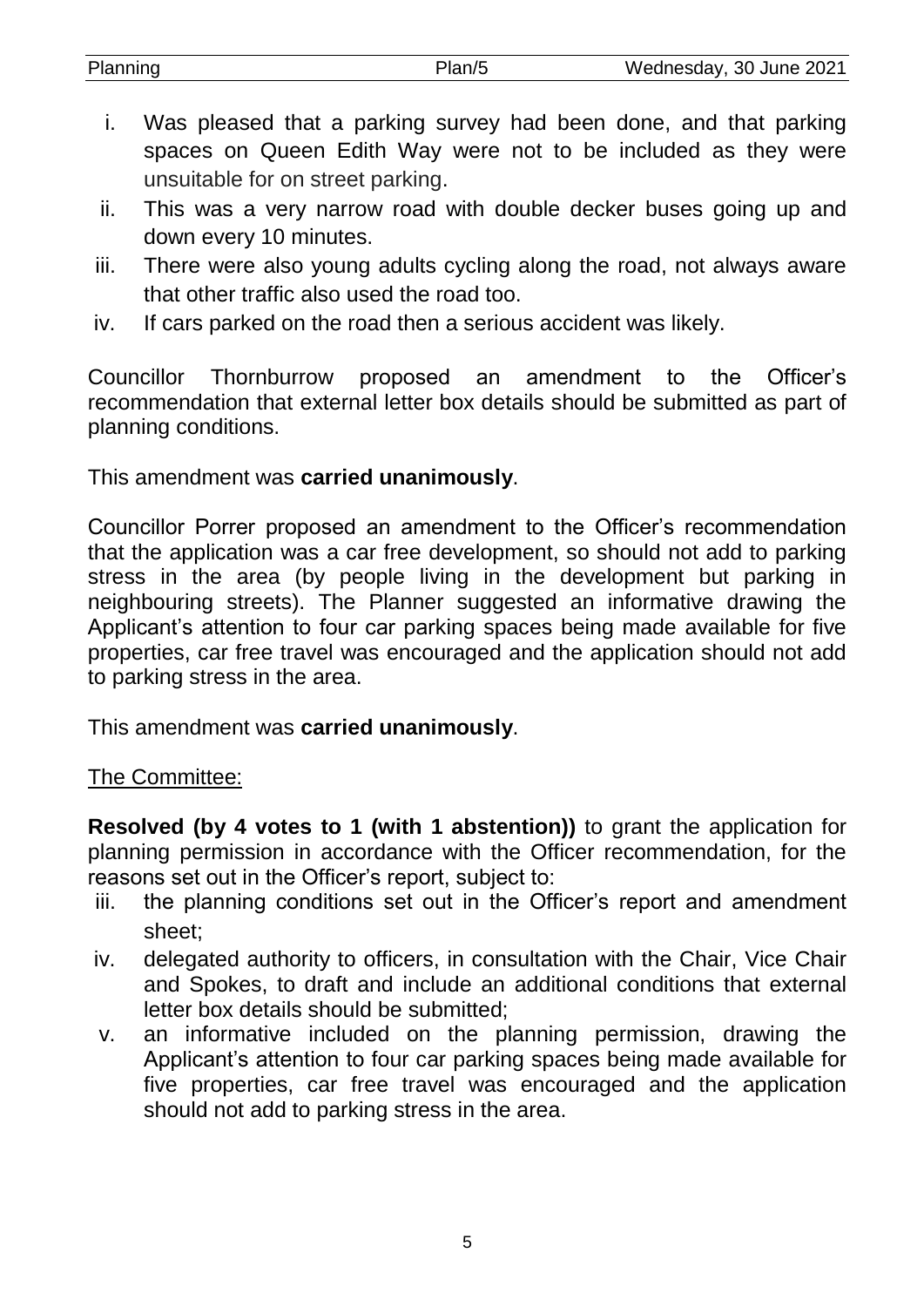i. Was pleased that a parking survey had been done, and that parking spaces on Queen Edith Way were not to be included as they were unsuitable for on street parking.
ii. This was a very narrow road with double decker buses going up and down every 10 minutes.
iii. There were also young adults cycling along the road, not always aware that other traffic also used the road too.
iv. If cars parked on the road then a serious accident was likely.

Councillor Thornburrow proposed an amendment to the Officer's recommendation that external letter box details should be submitted as part of planning conditions.

This amendment was **carried unanimously**.

Councillor Porrer proposed an amendment to the Officer's recommendation that the application was a car free development, so should not add to parking stress in the area (by people living in the development but parking in neighbouring streets). The Planner suggested an informative drawing the Applicant's attention to four car parking spaces being made available for five properties, car free travel was encouraged and the application should not add to parking stress in the area.

This amendment was **carried unanimously**.

The Committee:

**Resolved (by 4 votes to 1 (with 1 abstention))** to grant the application for planning permission in accordance with the Officer recommendation, for the reasons set out in the Officer's report, subject to:

iii. the planning conditions set out in the Officer's report and amendment sheet;
iv. delegated authority to officers, in consultation with the Chair, Vice Chair and Spokes, to draft and include an additional conditions that external letter box details should be submitted;
v. an informative included on the planning permission, drawing the Applicant's attention to four car parking spaces being made available for five properties, car free travel was encouraged and the application should not add to parking stress in the area.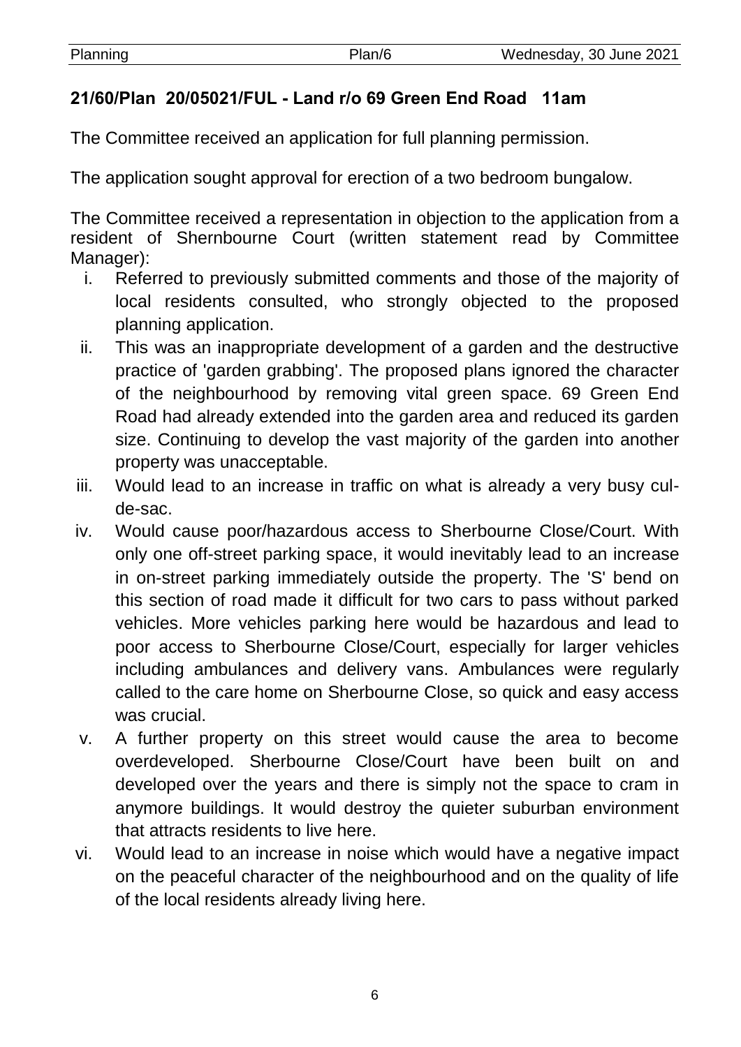## 21/60/Plan 20/05021/FUL - Land r/o 69 Green End Road 11am

The Committee received an application for full planning permission.

The application sought approval for erection of a two bedroom bungalow.

The Committee received a representation in objection to the application from a resident of Shernbourne Court (written statement read by Committee Manager):

i. Referred to previously submitted comments and those of the majority of local residents consulted, who strongly objected to the proposed planning application.
ii. This was an inappropriate development of a garden and the destructive practice of 'garden grabbing'. The proposed plans ignored the character of the neighbourhood by removing vital green space. 69 Green End Road had already extended into the garden area and reduced its garden size. Continuing to develop the vast majority of the garden into another property was unacceptable.
iii. Would lead to an increase in traffic on what is already a very busy cul-de-sac.
iv. Would cause poor/hazardous access to Sherbourne Close/Court. With only one off-street parking space, it would inevitably lead to an increase in on-street parking immediately outside the property. The 'S' bend on this section of road made it difficult for two cars to pass without parked vehicles. More vehicles parking here would be hazardous and lead to poor access to Sherbourne Close/Court, especially for larger vehicles including ambulances and delivery vans. Ambulances were regularly called to the care home on Sherbourne Close, so quick and easy access was crucial.
v. A further property on this street would cause the area to become overdeveloped. Sherbourne Close/Court have been built on and developed over the years and there is simply not the space to cram in anymore buildings. It would destroy the quieter suburban environment that attracts residents to live here.
vi. Would lead to an increase in noise which would have a negative impact on the peaceful character of the neighbourhood and on the quality of life of the local residents already living here.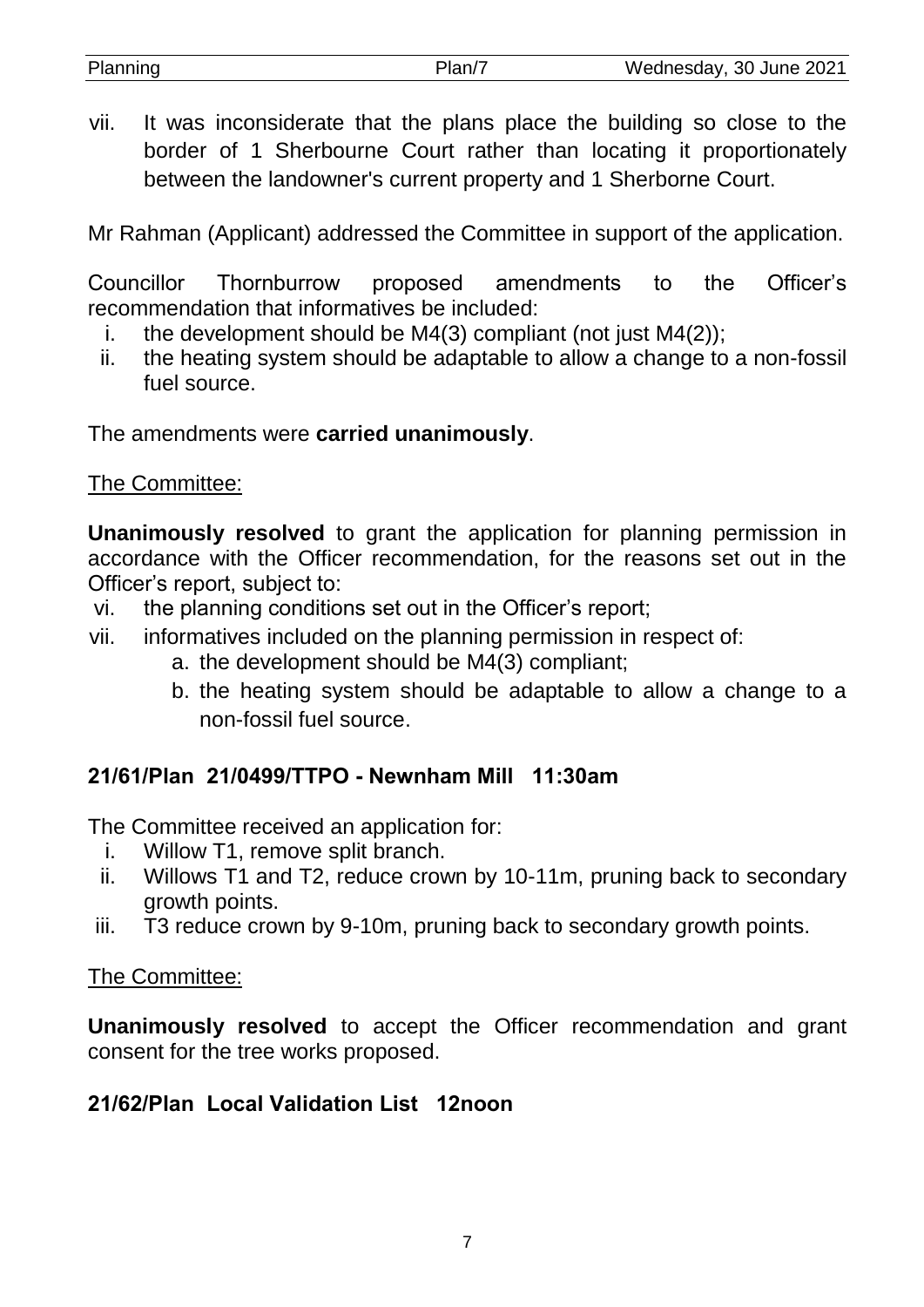vii. It was inconsiderate that the plans place the building so close to the border of 1 Sherbourne Court rather than locating it proportionately between the landowner's current property and 1 Sherborne Court.

Mr Rahman (Applicant) addressed the Committee in support of the application.

Councillor Thornburrow proposed amendments to the Officer's recommendation that informatives be included:

i. the development should be M4(3) compliant (not just M4(2));
ii. the heating system should be adaptable to allow a change to a non-fossil fuel source.

The amendments were **carried unanimously**.

The Committee:

**Unanimously resolved** to grant the application for planning permission in accordance with the Officer recommendation, for the reasons set out in the Officer's report, subject to:

vi. the planning conditions set out in the Officer's report;
vii. informatives included on the planning permission in respect of:
   a. the development should be M4(3) compliant;
   b. the heating system should be adaptable to allow a change to a non-fossil fuel source.

**21/61/Plan 21/0499/TTPO - Newnham Mill 11:30am**

The Committee received an application for:

i. Willow T1, remove split branch.
ii. Willows T1 and T2, reduce crown by 10-11m, pruning back to secondary growth points.
iii. T3 reduce crown by 9-10m, pruning back to secondary growth points.

The Committee:

**Unanimously resolved** to accept the Officer recommendation and grant consent for the tree works proposed.

**21/62/Plan Local Validation List 12noon**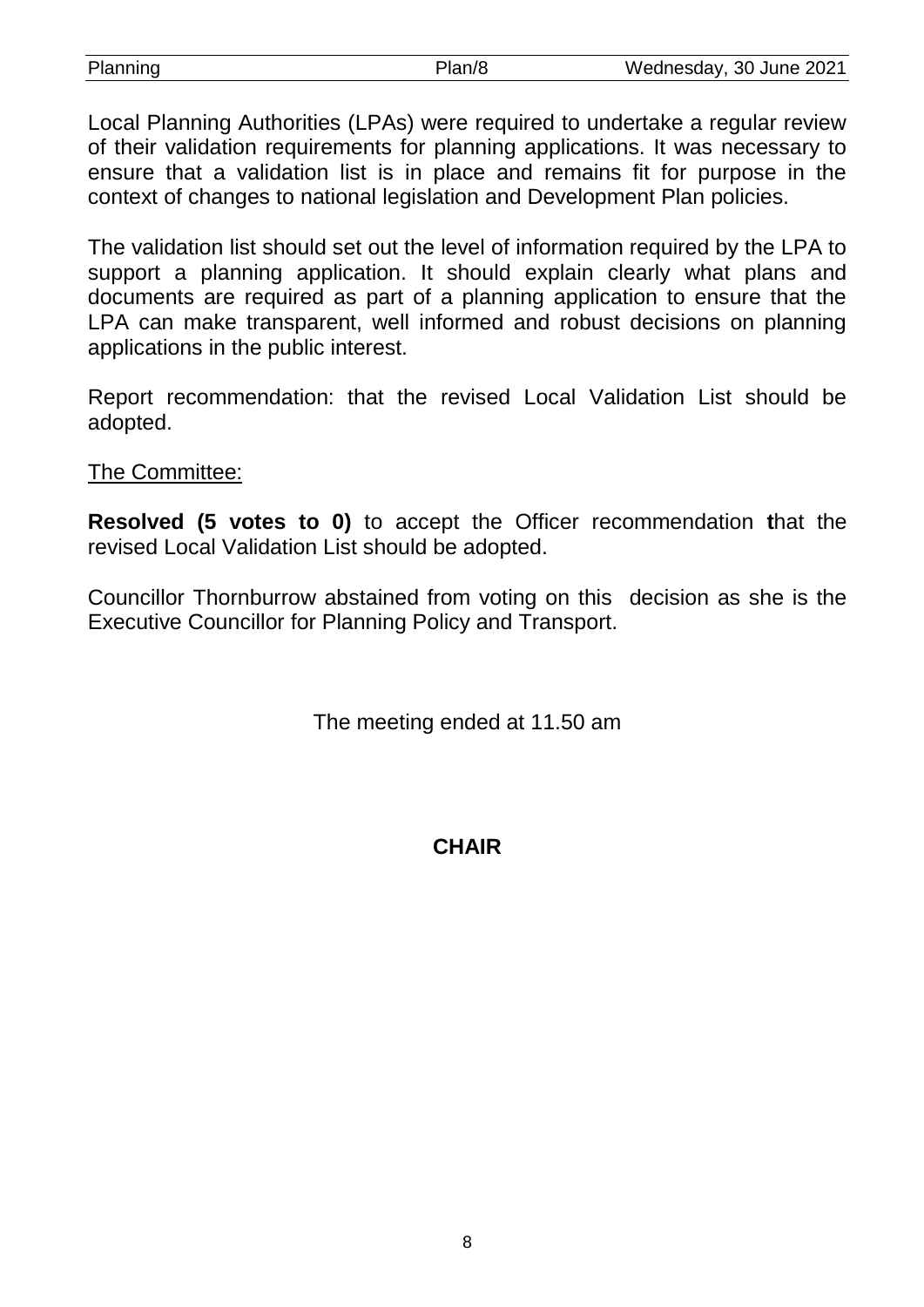Local Planning Authorities (LPAs) were required to undertake a regular review of their validation requirements for planning applications. It was necessary to ensure that a validation list is in place and remains fit for purpose in the context of changes to national legislation and Development Plan policies.

The validation list should set out the level of information required by the LPA to support a planning application. It should explain clearly what plans and documents are required as part of a planning application to ensure that the LPA can make transparent, well informed and robust decisions on planning applications in the public interest.

Report recommendation: that the revised Local Validation List should be adopted.

<u>The Committee:</u>

**Resolved (5 votes to 0)** to accept the Officer recommendation **t**hat the revised Local Validation List should be adopted.

Councillor Thornburrow abstained from voting on this decision as she is the Executive Councillor for Planning Policy and Transport.

The meeting ended at 11.50 am

**CHAIR**